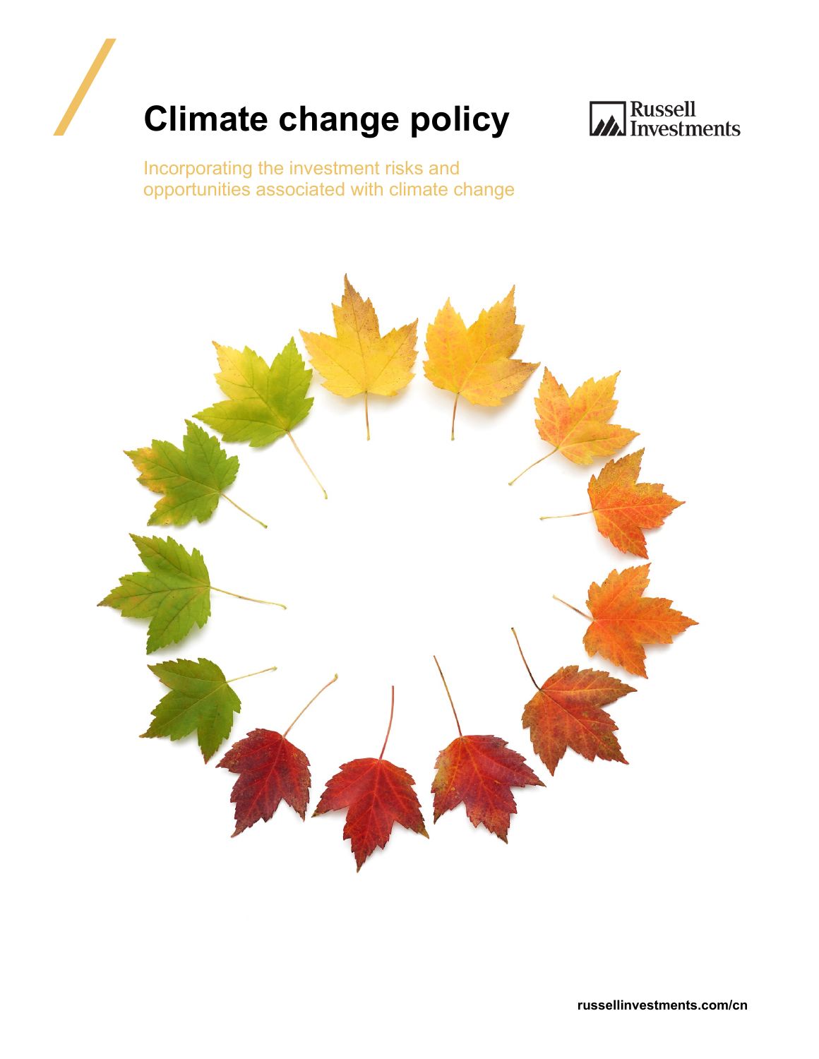# Climate change policy

Russell Investments

Incorporating the investment risks and opportunities associated with climate change

russellinvestments.com/cn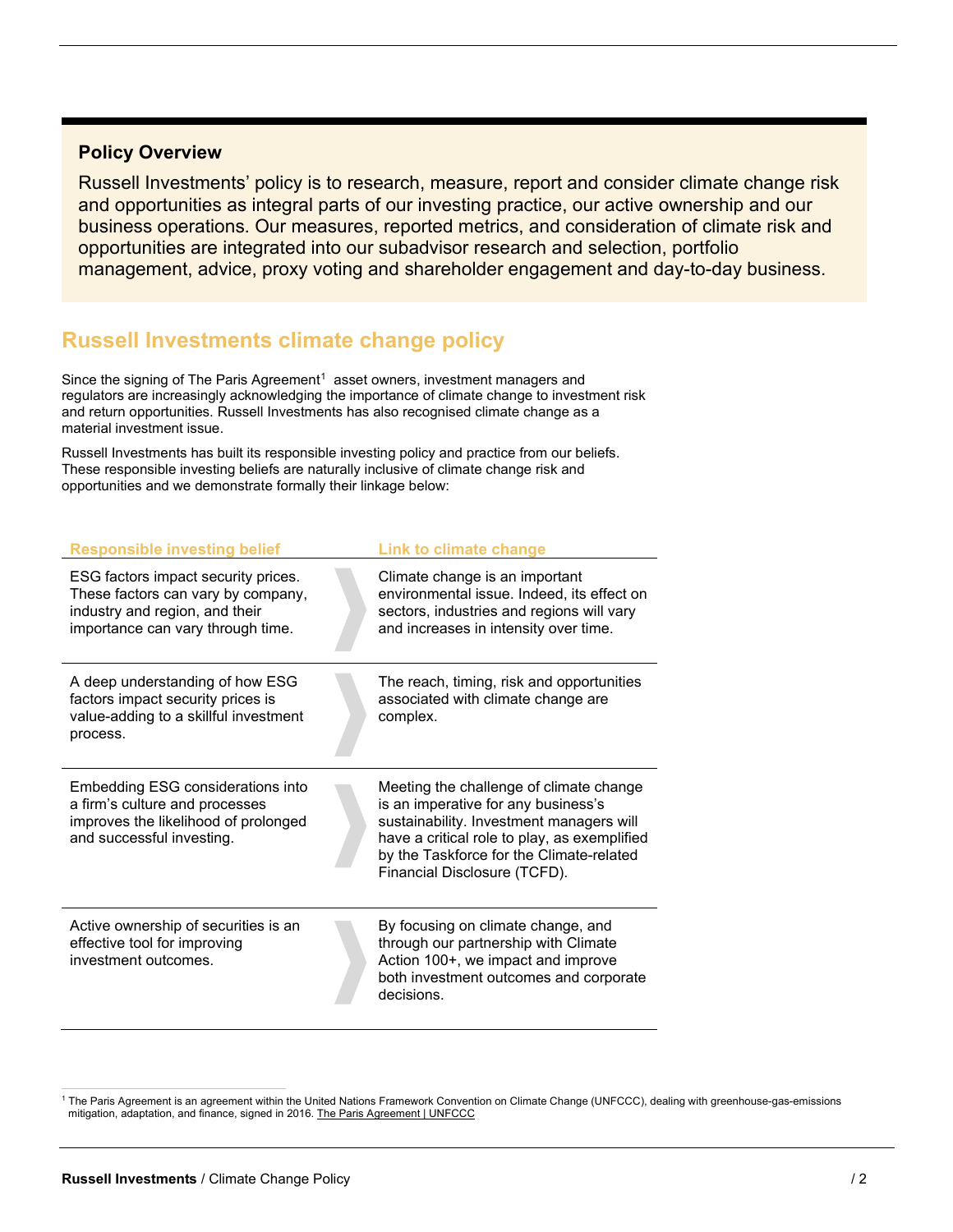**Policy Overview**

Russell Investments' policy is to research, measure, report and consider climate change risk and opportunities as integral parts of our investing practice, our active ownership and our business operations. Our measures, reported metrics, and consideration of climate risk and opportunities are integrated into our subadvisor research and selection, portfolio management, advice, proxy voting and shareholder engagement and day-to-day business.

## Russell Investments climate change policy

Since the signing of The Paris Agreement[1] asset owners, investment managers and regulators are increasingly acknowledging the importance of climate change to investment risk and return opportunities. Russell Investments has also recognised climate change as a material investment issue.

Russell Investments has built its responsible investing policy and practice from our beliefs. These responsible investing beliefs are naturally inclusive of climate change risk and opportunities and we demonstrate formally their linkage below:

| Responsible investing belief | Link to climate change |
| --- | --- |
| ESG factors impact security prices. These factors can vary by company, industry and region, and their importance can vary through time. | Climate change is an important environmental issue. Indeed, its effect on sectors, industries and regions will vary and increases in intensity over time. |
| A deep understanding of how ESG factors impact security prices is value-adding to a skillful investment process. | The reach, timing, risk and opportunities associated with climate change are complex. |
| Embedding ESG considerations into a firm's culture and processes improves the likelihood of prolonged and successful investing. | Meeting the challenge of climate change is an imperative for any business's sustainability. Investment managers will have a critical role to play, as exemplified by the Taskforce for the Climate-related Financial Disclosure (TCFD). |
| Active ownership of securities is an effective tool for improving investment outcomes. | By focusing on climate change, and through our partnership with Climate Action 100+, we impact and improve both investment outcomes and corporate decisions. |

[1] The Paris Agreement is an agreement within the United Nations Framework Convention on Climate Change (UNFCCC), dealing with greenhouse-gas-emissions mitigation, adaptation, and finance, signed in 2016. The Paris Agreement | UNFCCC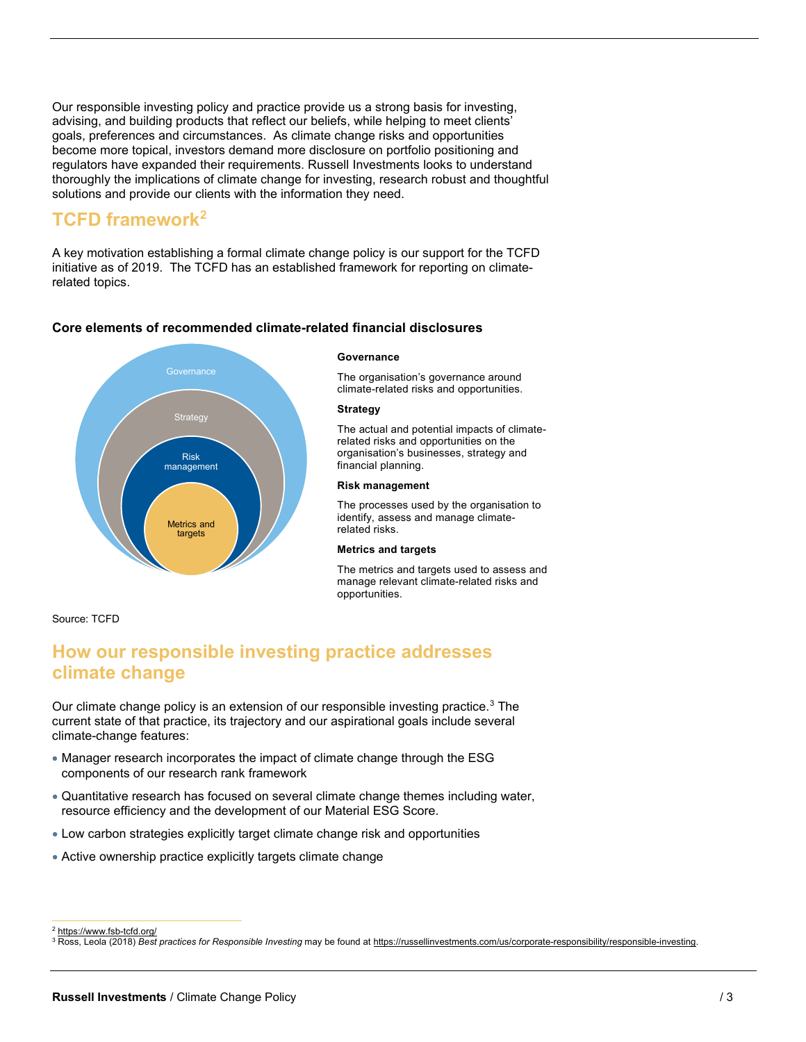Our responsible investing policy and practice provide us a strong basis for investing, advising, and building products that reflect our beliefs, while helping to meet clients' goals, preferences and circumstances. As climate change risks and opportunities become more topical, investors demand more disclosure on portfolio positioning and regulators have expanded their requirements. Russell Investments looks to understand thoroughly the implications of climate change for investing, research robust and thoughtful solutions and provide our clients with the information they need.

## TCFD framework[2]

A key motivation establishing a formal climate change policy is our support for the TCFD initiative as of 2019. The TCFD has an established framework for reporting on climate-related topics.

**Core elements of recommended climate-related financial disclosures**

Governance

Strategy

Risk management

Metrics and targets

**Governance**

The organisation's governance around climate-related risks and opportunities.

**Strategy**

The actual and potential impacts of climate-related risks and opportunities on the organisation's businesses, strategy and financial planning.

**Risk management**

The processes used by the organisation to identify, assess and manage climate-related risks.

**Metrics and targets**

The metrics and targets used to assess and manage relevant climate-related risks and opportunities.

Source: TCFD

## How our responsible investing practice addresses climate change

Our climate change policy is an extension of our responsible investing practice.[3] The current state of that practice, its trajectory and our aspirational goals include several climate-change features:

- Manager research incorporates the impact of climate change through the ESG components of our research rank framework
- Quantitative research has focused on several climate change themes including water, resource efficiency and the development of our Material ESG Score.
- Low carbon strategies explicitly target climate change risk and opportunities
- Active ownership practice explicitly targets climate change

[2] https://www.fsb-tcfd.org/

[3] Ross, Leola (2018) *Best practices for Responsible Investing* may be found at https://russellinvestments.com/us/corporate-responsibility/responsible-investing.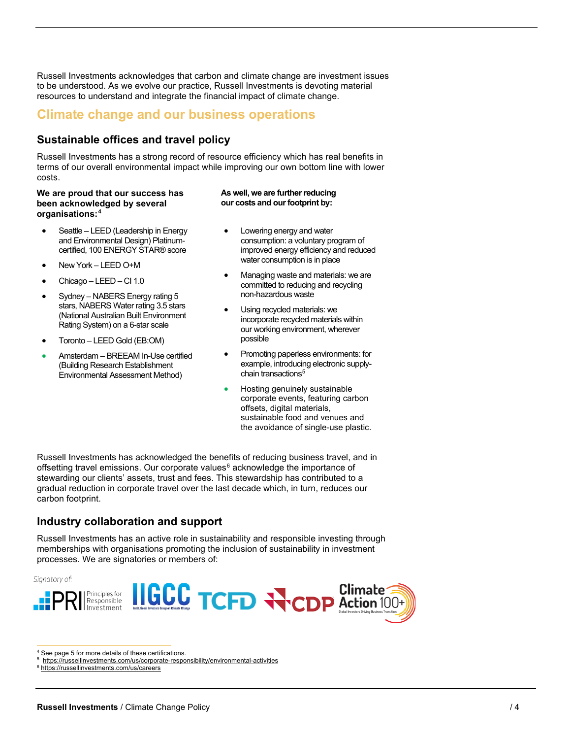Russell Investments acknowledges that carbon and climate change are investment issues to be understood. As we evolve our practice, Russell Investments is devoting material resources to understand and integrate the financial impact of climate change.

## Climate change and our business operations

### Sustainable offices and travel policy

Russell Investments has a strong record of resource efficiency which has real benefits in terms of our overall environmental impact while improving our own bottom line with lower costs.

**We are proud that our success has been acknowledged by several organisations:[4]**

- Seattle – LEED (Leadership in Energy and Environmental Design) Platinum-certified, 100 ENERGY STAR® score
- New York – LEED O+M
- Chicago – LEED – CI 1.0
- Sydney – NABERS Energy rating 5 stars, NABERS Water rating 3.5 stars (National Australian Built Environment Rating System) on a 6-star scale
- Toronto – LEED Gold (EB:OM)
- Amsterdam – BREEAM In-Use certified (Building Research Establishment Environmental Assessment Method)

**As well, we are further reducing our costs and our footprint by:**

- Lowering energy and water consumption: a voluntary program of improved energy efficiency and reduced water consumption is in place
- Managing waste and materials: we are committed to reducing and recycling non-hazardous waste
- Using recycled materials: we incorporate recycled materials within our working environment, wherever possible
- Promoting paperless environments: for example, introducing electronic supply-chain transactions[5]
- Hosting genuinely sustainable corporate events, featuring carbon offsets, digital materials, sustainable food and venues and the avoidance of single-use plastic.

Russell Investments has acknowledged the benefits of reducing business travel, and in offsetting travel emissions. Our corporate values[6] acknowledge the importance of stewarding our clients' assets, trust and fees. This stewardship has contributed to a gradual reduction in corporate travel over the last decade which, in turn, reduces our carbon footprint.

### Industry collaboration and support

Russell Investments has an active role in sustainability and responsible investing through memberships with organisations promoting the inclusion of sustainability in investment processes. We are signatories or members of:

Signatory of: PRI Principles for Responsible Investment; IIGCC Institutional Investors Group on Climate Change; TCFD; CDP; Climate Action 100+ Global Investors Driving Business Transition

---

[4] See page 5 for more details of these certifications.
[5] https://russellinvestments.com/us/corporate-responsibility/environmental-activities
[6] https://russellinvestments.com/us/careers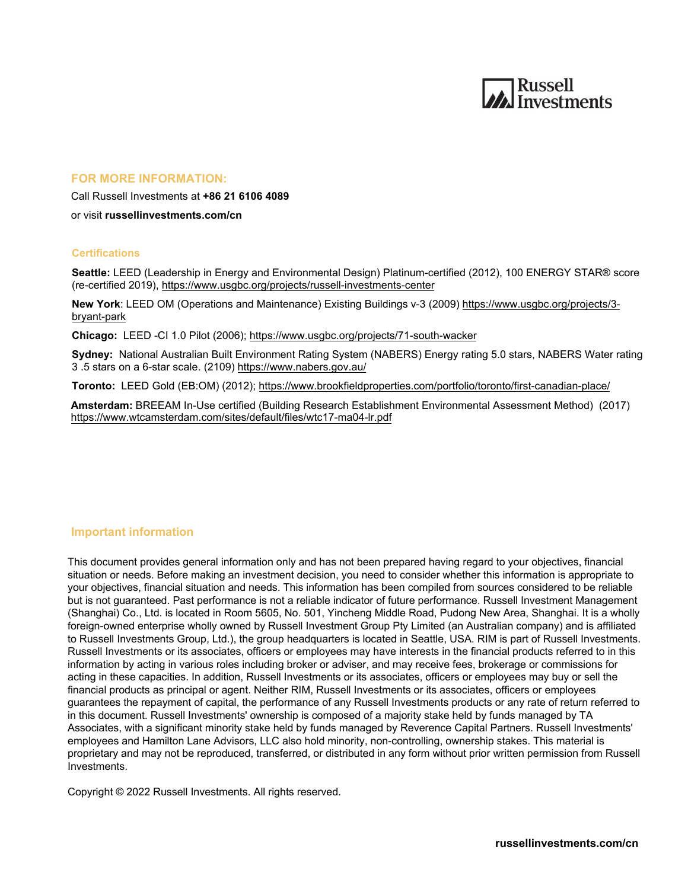## FOR MORE INFORMATION:

Call Russell Investments at **+86 21 6106 4089**

or visit **russellinvestments.com/cn**

### Certifications

**Seattle:** LEED (Leadership in Energy and Environmental Design) Platinum-certified (2012), 100 ENERGY STAR® score (re-certified 2019), https://www.usgbc.org/projects/russell-investments-center

**New York**: LEED OM (Operations and Maintenance) Existing Buildings v-3 (2009) https://www.usgbc.org/projects/3-bryant-park

**Chicago:** LEED -CI 1.0 Pilot (2006); https://www.usgbc.org/projects/71-south-wacker

**Sydney:** National Australian Built Environment Rating System (NABERS) Energy rating 5.0 stars, NABERS Water rating 3 .5 stars on a 6-star scale. (2109) https://www.nabers.gov.au/

**Toronto:** LEED Gold (EB:OM) (2012); https://www.brookfieldproperties.com/portfolio/toronto/first-canadian-place/

**Amsterdam:** BREEAM In-Use certified (Building Research Establishment Environmental Assessment Method) (2017) https://www.wtcamsterdam.com/sites/default/files/wtc17-ma04-lr.pdf

## Important information

This document provides general information only and has not been prepared having regard to your objectives, financial situation or needs. Before making an investment decision, you need to consider whether this information is appropriate to your objectives, financial situation and needs. This information has been compiled from sources considered to be reliable but is not guaranteed. Past performance is not a reliable indicator of future performance. Russell Investment Management (Shanghai) Co., Ltd. is located in Room 5605, No. 501, Yincheng Middle Road, Pudong New Area, Shanghai. It is a wholly foreign-owned enterprise wholly owned by Russell Investment Group Pty Limited (an Australian company) and is affiliated to Russell Investments Group, Ltd.), the group headquarters is located in Seattle, USA. RIM is part of Russell Investments. Russell Investments or its associates, officers or employees may have interests in the financial products referred to in this information by acting in various roles including broker or adviser, and may receive fees, brokerage or commissions for acting in these capacities. In addition, Russell Investments or its associates, officers or employees may buy or sell the financial products as principal or agent. Neither RIM, Russell Investments or its associates, officers or employees guarantees the repayment of capital, the performance of any Russell Investments products or any rate of return referred to in this document. Russell Investments' ownership is composed of a majority stake held by funds managed by TA Associates, with a significant minority stake held by funds managed by Reverence Capital Partners. Russell Investments' employees and Hamilton Lane Advisors, LLC also hold minority, non-controlling, ownership stakes. This material is proprietary and may not be reproduced, transferred, or distributed in any form without prior written permission from Russell Investments.

Copyright © 2022 Russell Investments. All rights reserved.